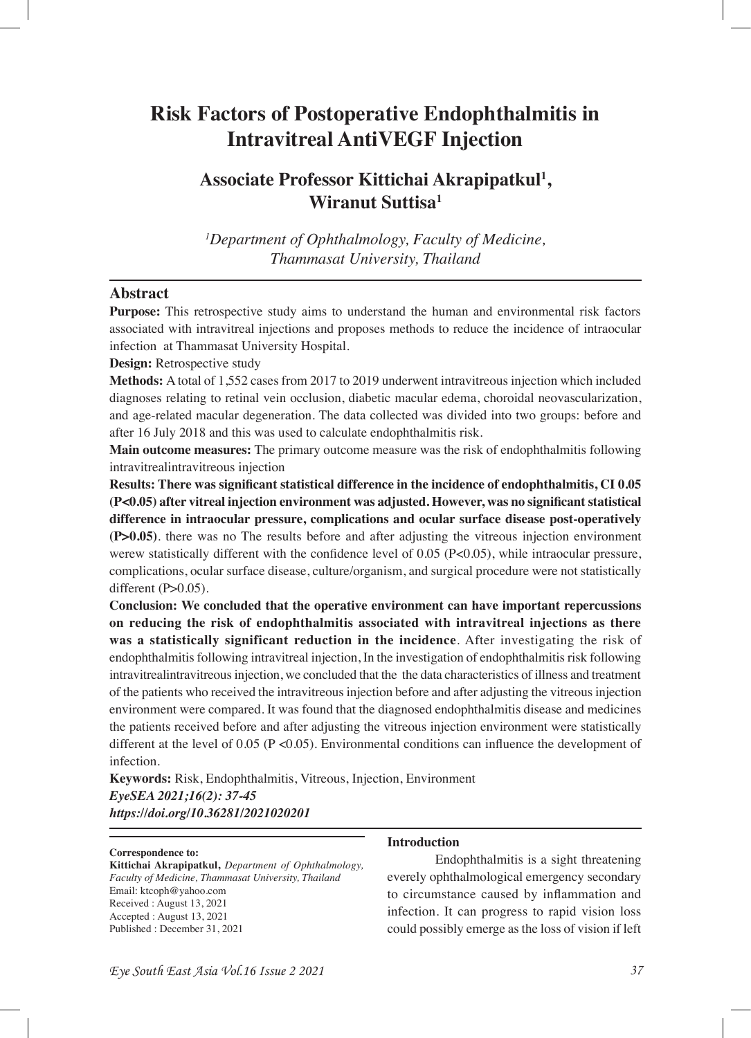# Risk Factors of Postoperative Endophthalmitis in Intravitreal AntiVEGF Injection

## Associate Professor Kittichai Akrapipatkul[1], Wiranut Suttisa[1]

*[1]Department of Ophthalmology, Faculty of Medicine, Thammasat University, Thailand*

## Abstract

**Purpose:** This retrospective study aims to understand the human and environmental risk factors associated with intravitreal injections and proposes methods to reduce the incidence of intraocular infection at Thammasat University Hospital.

**Design:** Retrospective study

**Methods:** A total of 1,552 cases from 2017 to 2019 underwent intravitreous injection which included diagnoses relating to retinal vein occlusion, diabetic macular edema, choroidal neovascularization, and age-related macular degeneration. The data collected was divided into two groups: before and after 16 July 2018 and this was used to calculate endophthalmitis risk.

**Main outcome measures:** The primary outcome measure was the risk of endophthalmitis following intravitrealintravitreous injection

**Results: There was significant statistical difference in the incidence of endophthalmitis, CI 0.05 (P<0.05) after vitreal injection environment was adjusted. However, was no significant statistical difference in intraocular pressure, complications and ocular surface disease post-operatively (P>0.05)**. there was no The results before and after adjusting the vitreous injection environment werew statistically different with the confidence level of 0.05 (P<0.05), while intraocular pressure, complications, ocular surface disease, culture/organism, and surgical procedure were not statistically different (P>0.05).

**Conclusion: We concluded that the operative environment can have important repercussions on reducing the risk of endophthalmitis associated with intravitreal injections as there was a statistically significant reduction in the incidence**. After investigating the risk of endophthalmitis following intravitreal injection, In the investigation of endophthalmitis risk following intravitrealintravitreous injection, we concluded that the the data characteristics of illness and treatment of the patients who received the intravitreous injection before and after adjusting the vitreous injection environment were compared. It was found that the diagnosed endophthalmitis disease and medicines the patients received before and after adjusting the vitreous injection environment were statistically different at the level of 0.05 (P <0.05). Environmental conditions can influence the development of infection.

**Keywords:** Risk, Endophthalmitis, Vitreous, Injection, Environment

***EyeSEA 2021;16(2): 37-45***

***https://doi.org/10.36281/2021020201***

**Correspondence to:**
**Kittichai Akrapipatkul,** *Department of Ophthalmology, Faculty of Medicine, Thammasat University, Thailand*
Email: ktcoph@yahoo.com
Received : August 13, 2021
Accepted : August 13, 2021
Published : December 31, 2021

## Introduction

Endophthalmitis is a sight threatening everely ophthalmological emergency secondary to circumstance caused by inflammation and infection. It can progress to rapid vision loss could possibly emerge as the loss of vision if left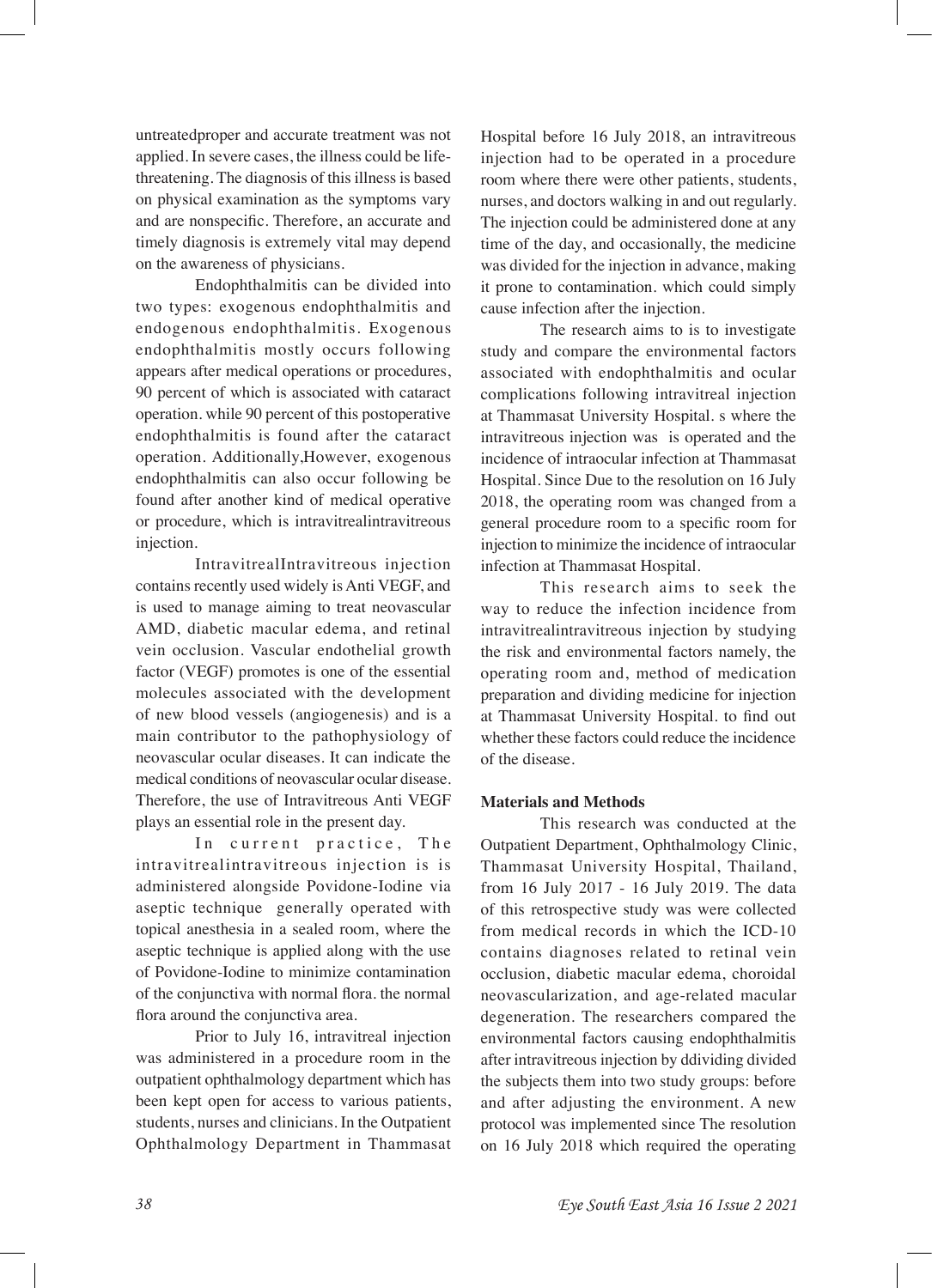untreatedproper and accurate treatment was not applied. In severe cases, the illness could be life-threatening. The diagnosis of this illness is based on physical examination as the symptoms vary and are nonspecific. Therefore, an accurate and timely diagnosis is extremely vital may depend on the awareness of physicians.

Endophthalmitis can be divided into two types: exogenous endophthalmitis and endogenous endophthalmitis. Exogenous endophthalmitis mostly occurs following appears after medical operations or procedures, 90 percent of which is associated with cataract operation. while 90 percent of this postoperative endophthalmitis is found after the cataract operation. Additionally,However, exogenous endophthalmitis can also occur following be found after another kind of medical operative or procedure, which is intravitrealintravitreous injection.

IntravitrealIntravitreous injection contains recently used widely is Anti VEGF, and is used to manage aiming to treat neovascular AMD, diabetic macular edema, and retinal vein occlusion. Vascular endothelial growth factor (VEGF) promotes is one of the essential molecules associated with the development of new blood vessels (angiogenesis) and is a main contributor to the pathophysiology of neovascular ocular diseases. It can indicate the medical conditions of neovascular ocular disease. Therefore, the use of Intravitreous Anti VEGF plays an essential role in the present day.

In current practice, The intravitrealintravitreous injection is is administered alongside Povidone-Iodine via aseptic technique generally operated with topical anesthesia in a sealed room, where the aseptic technique is applied along with the use of Povidone-Iodine to minimize contamination of the conjunctiva with normal flora. the normal flora around the conjunctiva area.

Prior to July 16, intravitreal injection was administered in a procedure room in the outpatient ophthalmology department which has been kept open for access to various patients, students, nurses and clinicians. In the Outpatient Ophthalmology Department in Thammasat Hospital before 16 July 2018, an intravitreous injection had to be operated in a procedure room where there were other patients, students, nurses, and doctors walking in and out regularly. The injection could be administered done at any time of the day, and occasionally, the medicine was divided for the injection in advance, making it prone to contamination. which could simply cause infection after the injection.

The research aims to is to investigate study and compare the environmental factors associated with endophthalmitis and ocular complications following intravitreal injection at Thammasat University Hospital. s where the intravitreous injection was is operated and the incidence of intraocular infection at Thammasat Hospital. Since Due to the resolution on 16 July 2018, the operating room was changed from a general procedure room to a specific room for injection to minimize the incidence of intraocular infection at Thammasat Hospital.

This research aims to seek the way to reduce the infection incidence from intravitrealintravitreous injection by studying the risk and environmental factors namely, the operating room and, method of medication preparation and dividing medicine for injection at Thammasat University Hospital. to find out whether these factors could reduce the incidence of the disease.

**Materials and Methods**

This research was conducted at the Outpatient Department, Ophthalmology Clinic, Thammasat University Hospital, Thailand, from 16 July 2017 - 16 July 2019. The data of this retrospective study was were collected from medical records in which the ICD-10 contains diagnoses related to retinal vein occlusion, diabetic macular edema, choroidal neovascularization, and age-related macular degeneration. The researchers compared the environmental factors causing endophthalmitis after intravitreous injection by ddividing divided the subjects them into two study groups: before and after adjusting the environment. A new protocol was implemented since The resolution on 16 July 2018 which required the operating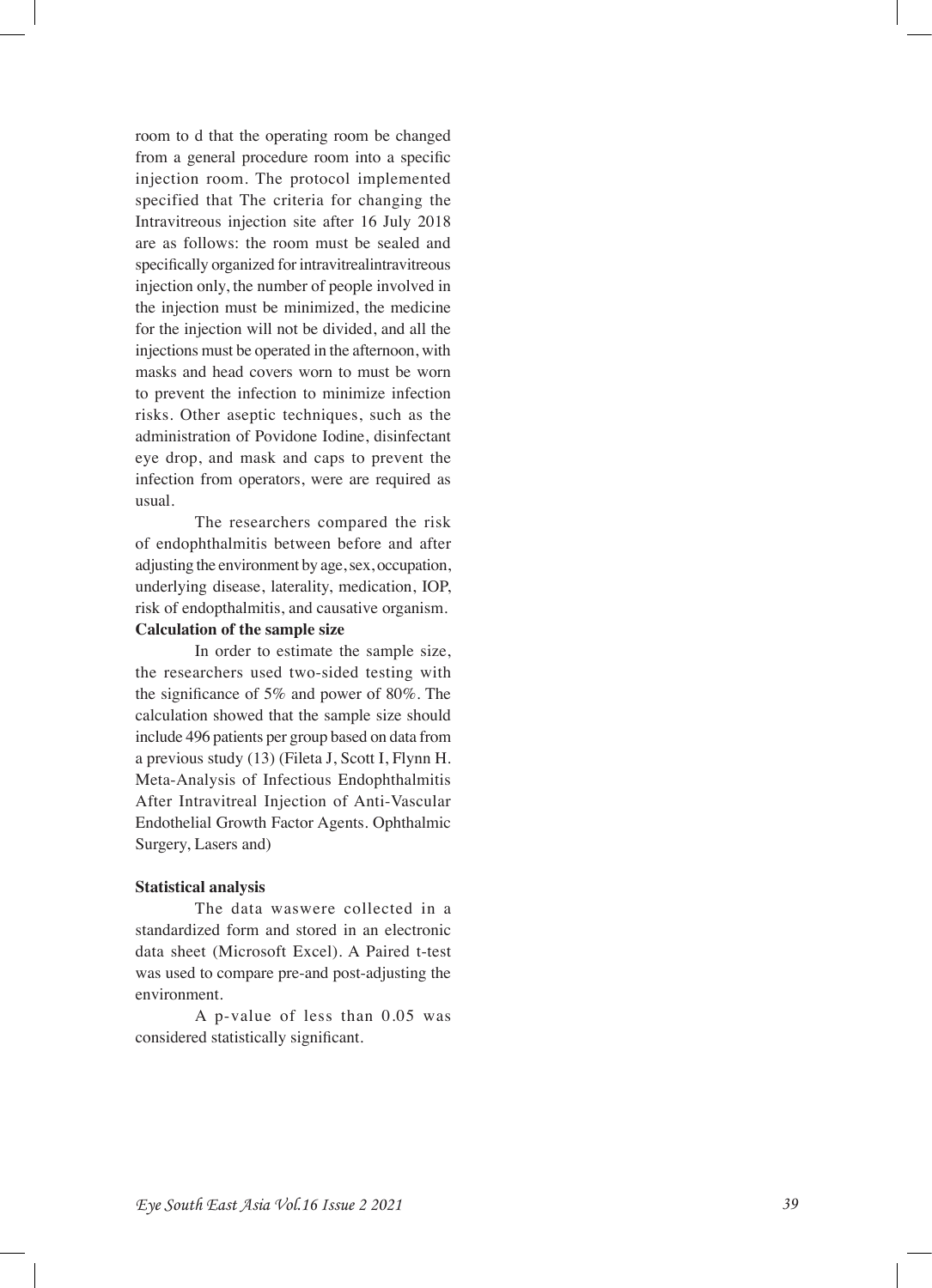room to d that the operating room be changed from a general procedure room into a specific injection room. The protocol implemented specified that The criteria for changing the Intravitreous injection site after 16 July 2018 are as follows: the room must be sealed and specifically organized for intravitrealintravitreous injection only, the number of people involved in the injection must be minimized, the medicine for the injection will not be divided, and all the injections must be operated in the afternoon, with masks and head covers worn to must be worn to prevent the infection to minimize infection risks. Other aseptic techniques, such as the administration of Povidone Iodine, disinfectant eye drop, and mask and caps to prevent the infection from operators, were are required as usual.

The researchers compared the risk of endophthalmitis between before and after adjusting the environment by age, sex, occupation, underlying disease, laterality, medication, IOP, risk of endopthalmitis, and causative organism.

**Calculation of the sample size**

In order to estimate the sample size, the researchers used two-sided testing with the significance of 5% and power of 80%. The calculation showed that the sample size should include 496 patients per group based on data from a previous study (13) (Fileta J, Scott I, Flynn H. Meta-Analysis of Infectious Endophthalmitis After Intravitreal Injection of Anti-Vascular Endothelial Growth Factor Agents. Ophthalmic Surgery, Lasers and)

**Statistical analysis**

The data waswere collected in a standardized form and stored in an electronic data sheet (Microsoft Excel). A Paired t-test was used to compare pre-and post-adjusting the environment.

A p-value of less than 0.05 was considered statistically significant.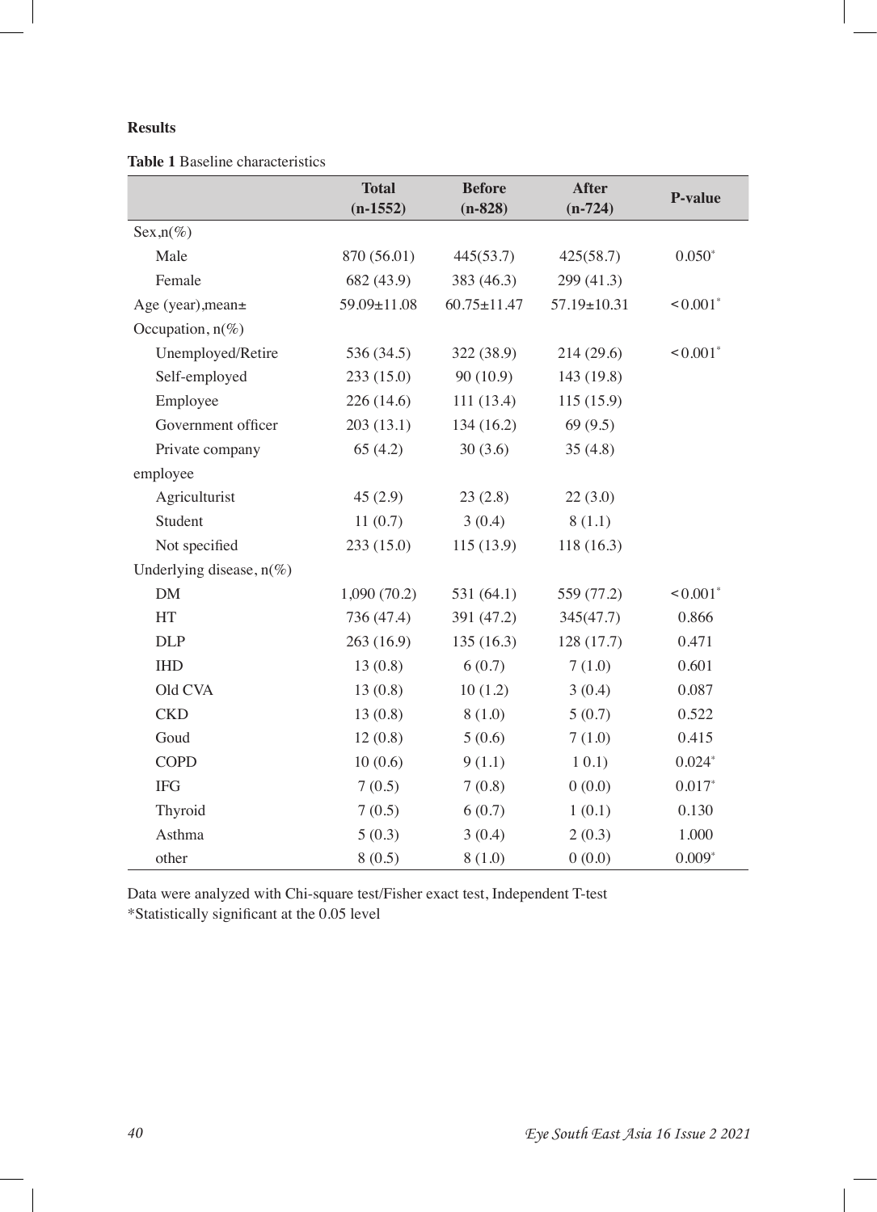**Results**

**Table 1** Baseline characteristics

| | Total (n-1552) | Before (n-828) | After (n-724) | P-value |
|---|---|---|---|---|
| Sex,n(%) | | | | |
| Male | 870 (56.01) | 445(53.7) | 425(58.7) | 0.050* |
| Female | 682 (43.9) | 383 (46.3) | 299 (41.3) | |
| Age (year),mean± | 59.09±11.08 | 60.75±11.47 | 57.19±10.31 | <0.001* |
| Occupation, n(%) | | | | |
| Unemployed/Retire | 536 (34.5) | 322 (38.9) | 214 (29.6) | <0.001* |
| Self-employed | 233 (15.0) | 90 (10.9) | 143 (19.8) | |
| Employee | 226 (14.6) | 111 (13.4) | 115 (15.9) | |
| Government officer | 203 (13.1) | 134 (16.2) | 69 (9.5) | |
| Private company employee | 65 (4.2) | 30 (3.6) | 35 (4.8) | |
| Agriculturist | 45 (2.9) | 23 (2.8) | 22 (3.0) | |
| Student | 11 (0.7) | 3 (0.4) | 8 (1.1) | |
| Not specified | 233 (15.0) | 115 (13.9) | 118 (16.3) | |
| Underlying disease, n(%) | | | | |
| DM | 1,090 (70.2) | 531 (64.1) | 559 (77.2) | <0.001* |
| HT | 736 (47.4) | 391 (47.2) | 345(47.7) | 0.866 |
| DLP | 263 (16.9) | 135 (16.3) | 128 (17.7) | 0.471 |
| IHD | 13 (0.8) | 6 (0.7) | 7 (1.0) | 0.601 |
| Old CVA | 13 (0.8) | 10 (1.2) | 3 (0.4) | 0.087 |
| CKD | 13 (0.8) | 8 (1.0) | 5 (0.7) | 0.522 |
| Goud | 12 (0.8) | 5 (0.6) | 7 (1.0) | 0.415 |
| COPD | 10 (0.6) | 9 (1.1) | 1 0.1) | 0.024* |
| IFG | 7 (0.5) | 7 (0.8) | 0 (0.0) | 0.017* |
| Thyroid | 7 (0.5) | 6 (0.7) | 1 (0.1) | 0.130 |
| Asthma | 5 (0.3) | 3 (0.4) | 2 (0.3) | 1.000 |
| other | 8 (0.5) | 8 (1.0) | 0 (0.0) | 0.009* |

Data were analyzed with Chi-square test/Fisher exact test, Independent T-test
*Statistically significant at the 0.05 level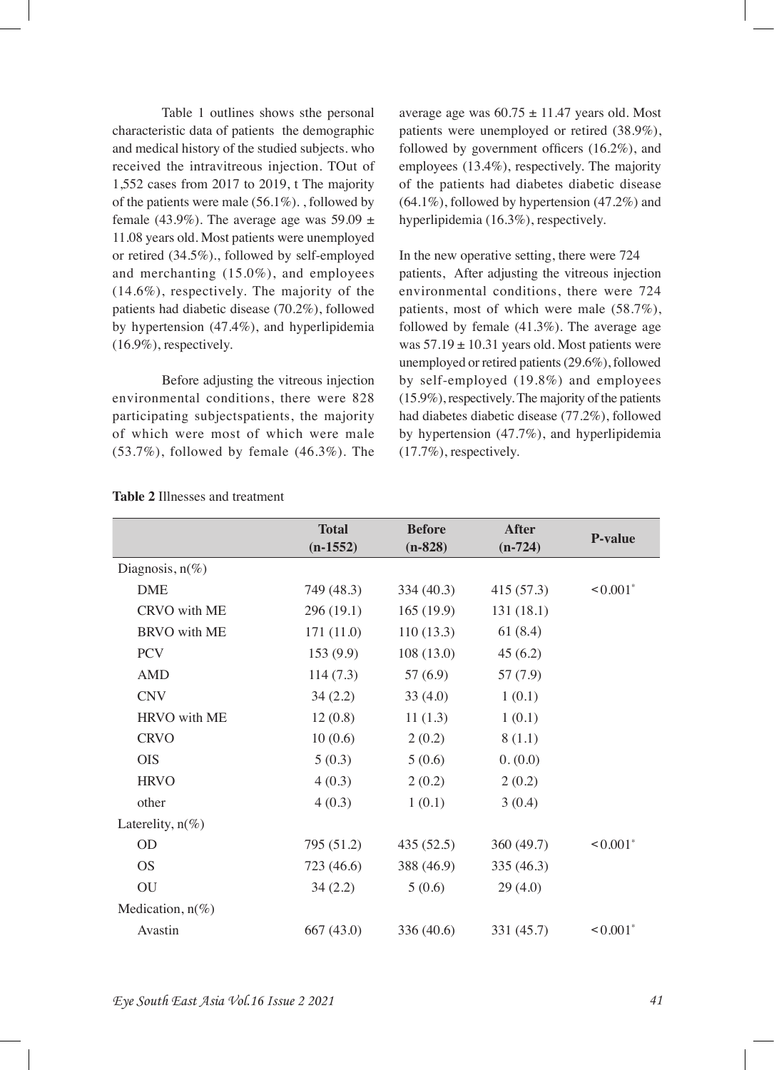Table 1 outlines shows sthe personal characteristic data of patients the demographic and medical history of the studied subjects. who received the intravitreous injection. TOut of 1,552 cases from 2017 to 2019, t The majority of the patients were male (56.1%). , followed by female (43.9%). The average age was 59.09 ± 11.08 years old. Most patients were unemployed or retired (34.5%)., followed by self-employed and merchanting (15.0%), and employees (14.6%), respectively. The majority of the patients had diabetic disease (70.2%), followed by hypertension (47.4%), and hyperlipidemia (16.9%), respectively.

Before adjusting the vitreous injection environmental conditions, there were 828 participating subjectspatients, the majority of which were most of which were male (53.7%), followed by female (46.3%). The average age was 60.75 ± 11.47 years old. Most patients were unemployed or retired (38.9%), followed by government officers (16.2%), and employees (13.4%), respectively. The majority of the patients had diabetes diabetic disease (64.1%), followed by hypertension (47.2%) and hyperlipidemia (16.3%), respectively.

In the new operative setting, there were 724 patients, After adjusting the vitreous injection environmental conditions, there were 724 patients, most of which were male (58.7%), followed by female (41.3%). The average age was 57.19 ± 10.31 years old. Most patients were unemployed or retired patients (29.6%), followed by self-employed (19.8%) and employees (15.9%), respectively. The majority of the patients had diabetes diabetic disease (77.2%), followed by hypertension (47.7%), and hyperlipidemia (17.7%), respectively.

**Table 2** Illnesses and treatment

| | Total (n-1552) | Before (n-828) | After (n-724) | P-value |
|---|---|---|---|---|
| Diagnosis, n(%) | | | | |
| DME | 749 (48.3) | 334 (40.3) | 415 (57.3) | <0.001* |
| CRVO with ME | 296 (19.1) | 165 (19.9) | 131 (18.1) | |
| BRVO with ME | 171 (11.0) | 110 (13.3) | 61 (8.4) | |
| PCV | 153 (9.9) | 108 (13.0) | 45 (6.2) | |
| AMD | 114 (7.3) | 57 (6.9) | 57 (7.9) | |
| CNV | 34 (2.2) | 33 (4.0) | 1 (0.1) | |
| HRVO with ME | 12 (0.8) | 11 (1.3) | 1 (0.1) | |
| CRVO | 10 (0.6) | 2 (0.2) | 8 (1.1) | |
| OIS | 5 (0.3) | 5 (0.6) | 0. (0.0) | |
| HRVO | 4 (0.3) | 2 (0.2) | 2 (0.2) | |
| other | 4 (0.3) | 1 (0.1) | 3 (0.4) | |
| Laterelity, n(%) | | | | |
| OD | 795 (51.2) | 435 (52.5) | 360 (49.7) | <0.001* |
| OS | 723 (46.6) | 388 (46.9) | 335 (46.3) | |
| OU | 34 (2.2) | 5 (0.6) | 29 (4.0) | |
| Medication, n(%) | | | | |
| Avastin | 667 (43.0) | 336 (40.6) | 331 (45.7) | <0.001* |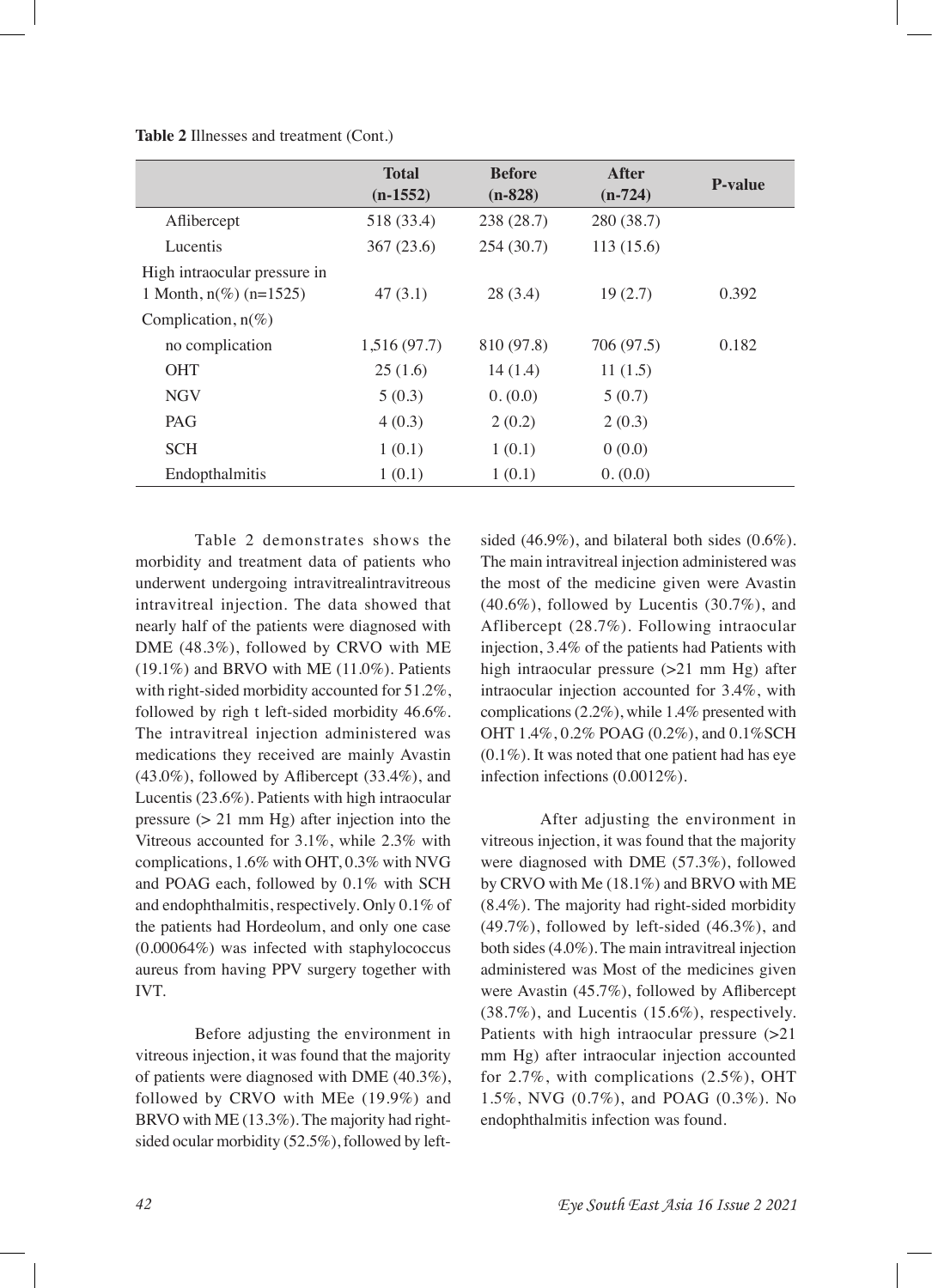**Table 2** Illnesses and treatment (Cont.)

| | Total (n-1552) | Before (n-828) | After (n-724) | P-value |
|---|---|---|---|---|
| Aflibercept | 518 (33.4) | 238 (28.7) | 280 (38.7) | |
| Lucentis | 367 (23.6) | 254 (30.7) | 113 (15.6) | |
| High intraocular pressure in 1 Month, n(%) (n=1525) | 47 (3.1) | 28 (3.4) | 19 (2.7) | 0.392 |
| Complication, n(%) | | | | |
| no complication | 1,516 (97.7) | 810 (97.8) | 706 (97.5) | 0.182 |
| OHT | 25 (1.6) | 14 (1.4) | 11 (1.5) | |
| NGV | 5 (0.3) | 0. (0.0) | 5 (0.7) | |
| PAG | 4 (0.3) | 2 (0.2) | 2 (0.3) | |
| SCH | 1 (0.1) | 1 (0.1) | 0 (0.0) | |
| Endopthalmitis | 1 (0.1) | 1 (0.1) | 0. (0.0) | |

Table 2 demonstrates shows the morbidity and treatment data of patients who underwent undergoing intravitrealintravitreous intravitreal injection. The data showed that nearly half of the patients were diagnosed with DME (48.3%), followed by CRVO with ME (19.1%) and BRVO with ME (11.0%). Patients with right-sided morbidity accounted for 51.2%, followed by righ t left-sided morbidity 46.6%. The intravitreal injection administered was medications they received are mainly Avastin (43.0%), followed by Aflibercept (33.4%), and Lucentis (23.6%). Patients with high intraocular pressure (> 21 mm Hg) after injection into the Vitreous accounted for 3.1%, while 2.3% with complications, 1.6% with OHT, 0.3% with NVG and POAG each, followed by 0.1% with SCH and endophthalmitis, respectively. Only 0.1% of the patients had Hordeolum, and only one case (0.00064%) was infected with staphylococcus aureus from having PPV surgery together with IVT.

Before adjusting the environment in vitreous injection, it was found that the majority of patients were diagnosed with DME (40.3%), followed by CRVO with MEe (19.9%) and BRVO with ME (13.3%). The majority had right-sided ocular morbidity (52.5%), followed by left-sided (46.9%), and bilateral both sides (0.6%). The main intravitreal injection administered was the most of the medicine given were Avastin (40.6%), followed by Lucentis (30.7%), and Aflibercept (28.7%). Following intraocular injection, 3.4% of the patients had Patients with high intraocular pressure (>21 mm Hg) after intraocular injection accounted for 3.4%, with complications (2.2%), while 1.4% presented with OHT 1.4%, 0.2% POAG (0.2%), and 0.1%SCH (0.1%). It was noted that one patient had has eye infection infections (0.0012%).

After adjusting the environment in vitreous injection, it was found that the majority were diagnosed with DME (57.3%), followed by CRVO with Me (18.1%) and BRVO with ME (8.4%). The majority had right-sided morbidity (49.7%), followed by left-sided (46.3%), and both sides (4.0%). The main intravitreal injection administered was Most of the medicines given were Avastin (45.7%), followed by Aflibercept (38.7%), and Lucentis (15.6%), respectively. Patients with high intraocular pressure (>21 mm Hg) after intraocular injection accounted for 2.7%, with complications (2.5%), OHT 1.5%, NVG (0.7%), and POAG (0.3%). No endophthalmitis infection was found.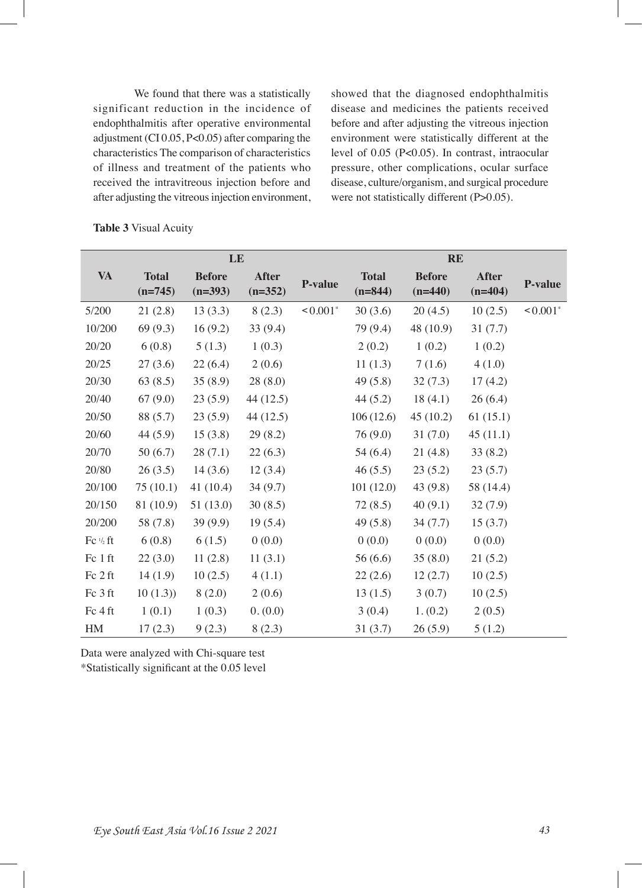We found that there was a statistically significant reduction in the incidence of endophthalmitis after operative environmental adjustment (CI 0.05, P<0.05) after comparing the characteristics The comparison of characteristics of illness and treatment of the patients who received the intravitreous injection before and after adjusting the vitreous injection environment, showed that the diagnosed endophthalmitis disease and medicines the patients received before and after adjusting the vitreous injection environment were statistically different at the level of 0.05 (P<0.05). In contrast, intraocular pressure, other complications, ocular surface disease, culture/organism, and surgical procedure were not statistically different (P>0.05).

**Table 3** Visual Acuity

| VA | LE | | | | RE | | | |
|---|---|---|---|---|---|---|---|---|
| | **Total (n=745)** | **Before (n=393)** | **After (n=352)** | **P-value** | **Total (n=844)** | **Before (n=440)** | **After (n=404)** | **P-value** |
| 5/200 | 21 (2.8) | 13 (3.3) | 8 (2.3) | <0.001* | 30 (3.6) | 20 (4.5) | 10 (2.5) | <0.001* |
| 10/200 | 69 (9.3) | 16 (9.2) | 33 (9.4) | | 79 (9.4) | 48 (10.9) | 31 (7.7) | |
| 20/20 | 6 (0.8) | 5 (1.3) | 1 (0.3) | | 2 (0.2) | 1 (0.2) | 1 (0.2) | |
| 20/25 | 27 (3.6) | 22 (6.4) | 2 (0.6) | | 11 (1.3) | 7 (1.6) | 4 (1.0) | |
| 20/30 | 63 (8.5) | 35 (8.9) | 28 (8.0) | | 49 (5.8) | 32 (7.3) | 17 (4.2) | |
| 20/40 | 67 (9.0) | 23 (5.9) | 44 (12.5) | | 44 (5.2) | 18 (4.1) | 26 (6.4) | |
| 20/50 | 88 (5.7) | 23 (5.9) | 44 (12.5) | | 106 (12.6) | 45 (10.2) | 61 (15.1) | |
| 20/60 | 44 (5.9) | 15 (3.8) | 29 (8.2) | | 76 (9.0) | 31 (7.0) | 45 (11.1) | |
| 20/70 | 50 (6.7) | 28 (7.1) | 22 (6.3) | | 54 (6.4) | 21 (4.8) | 33 (8.2) | |
| 20/80 | 26 (3.5) | 14 (3.6) | 12 (3.4) | | 46 (5.5) | 23 (5.2) | 23 (5.7) | |
| 20/100 | 75 (10.1) | 41 (10.4) | 34 (9.7) | | 101 (12.0) | 43 (9.8) | 58 (14.4) | |
| 20/150 | 81 (10.9) | 51 (13.0) | 30 (8.5) | | 72 (8.5) | 40 (9.1) | 32 (7.9) | |
| 20/200 | 58 (7.8) | 39 (9.9) | 19 (5.4) | | 49 (5.8) | 34 (7.7) | 15 (3.7) | |
| Fc ½ ft | 6 (0.8) | 6 (1.5) | 0 (0.0) | | 0 (0.0) | 0 (0.0) | 0 (0.0) | |
| Fc 1 ft | 22 (3.0) | 11 (2.8) | 11 (3.1) | | 56 (6.6) | 35 (8.0) | 21 (5.2) | |
| Fc 2 ft | 14 (1.9) | 10 (2.5) | 4 (1.1) | | 22 (2.6) | 12 (2.7) | 10 (2.5) | |
| Fc 3 ft | 10 (1.3)) | 8 (2.0) | 2 (0.6) | | 13 (1.5) | 3 (0.7) | 10 (2.5) | |
| Fc 4 ft | 1 (0.1) | 1 (0.3) | 0. (0.0) | | 3 (0.4) | 1. (0.2) | 2 (0.5) | |
| HM | 17 (2.3) | 9 (2.3) | 8 (2.3) | | 31 (3.7) | 26 (5.9) | 5 (1.2) | |

Data were analyzed with Chi-square test
*Statistically significant at the 0.05 level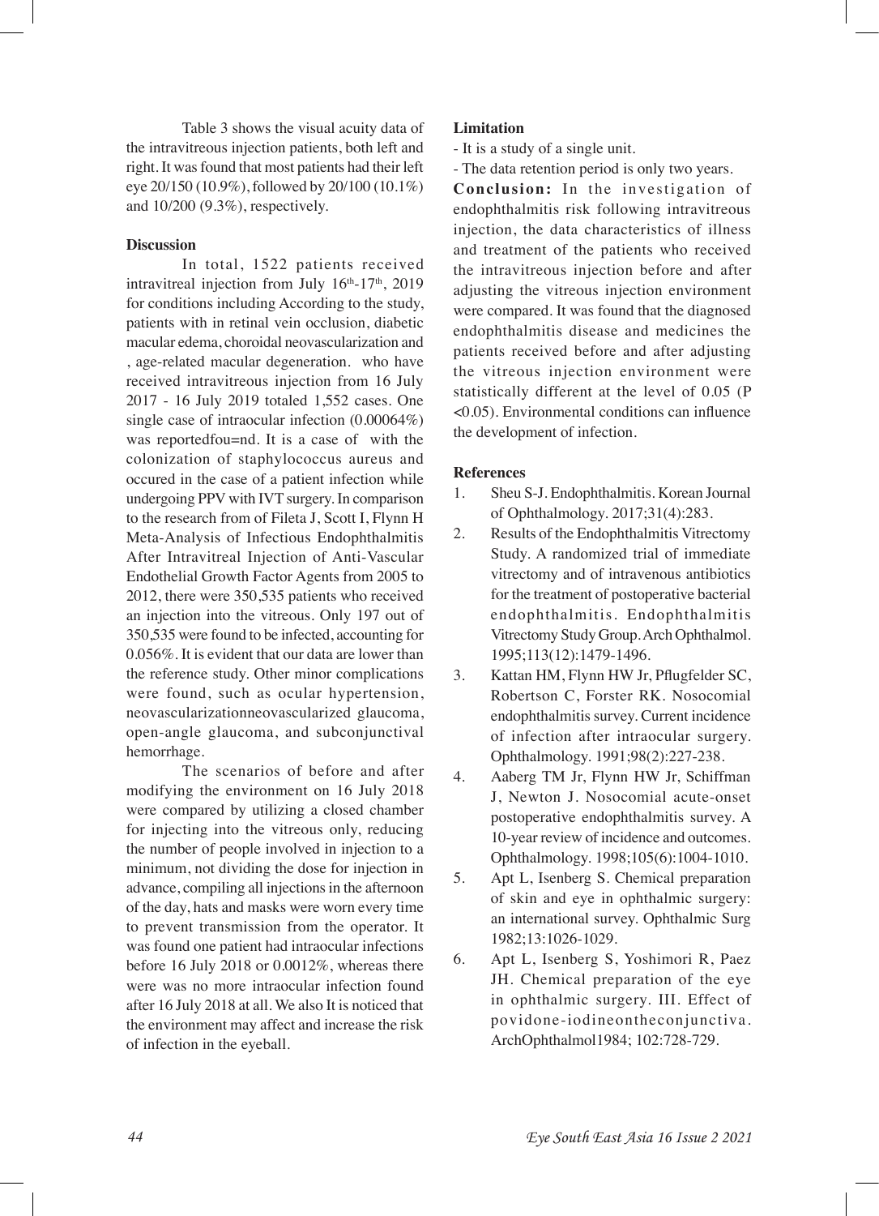Table 3 shows the visual acuity data of the intravitreous injection patients, both left and right. It was found that most patients had their left eye 20/150 (10.9%), followed by 20/100 (10.1%) and 10/200 (9.3%), respectively.

**Discussion**

In total, 1522 patients received intravitreal injection from July 16th-17th, 2019 for conditions including According to the study, patients with in retinal vein occlusion, diabetic macular edema, choroidal neovascularization and , age-related macular degeneration. who have received intravitreous injection from 16 July 2017 - 16 July 2019 totaled 1,552 cases. One single case of intraocular infection (0.00064%) was reportedfou=nd. It is a case of with the colonization of staphylococcus aureus and occured in the case of a patient infection while undergoing PPV with IVT surgery. In comparison to the research from of Fileta J, Scott I, Flynn H Meta-Analysis of Infectious Endophthalmitis After Intravitreal Injection of Anti-Vascular Endothelial Growth Factor Agents from 2005 to 2012, there were 350,535 patients who received an injection into the vitreous. Only 197 out of 350,535 were found to be infected, accounting for 0.056%. It is evident that our data are lower than the reference study. Other minor complications were found, such as ocular hypertension, neovascularizationneovascularized glaucoma, open-angle glaucoma, and subconjunctival hemorrhage.

The scenarios of before and after modifying the environment on 16 July 2018 were compared by utilizing a closed chamber for injecting into the vitreous only, reducing the number of people involved in injection to a minimum, not dividing the dose for injection in advance, compiling all injections in the afternoon of the day, hats and masks were worn every time to prevent transmission from the operator. It was found one patient had intraocular infections before 16 July 2018 or 0.0012%, whereas there were was no more intraocular infection found after 16 July 2018 at all. We also It is noticed that the environment may affect and increase the risk of infection in the eyeball.

**Limitation**

- It is a study of a single unit.
- The data retention period is only two years.

**Conclusion:** In the investigation of endophthalmitis risk following intravitreous injection, the data characteristics of illness and treatment of the patients who received the intravitreous injection before and after adjusting the vitreous injection environment were compared. It was found that the diagnosed endophthalmitis disease and medicines the patients received before and after adjusting the vitreous injection environment were statistically different at the level of 0.05 ($P < 0.05$). Environmental conditions can influence the development of infection.

**References**

1. Sheu S-J. Endophthalmitis. Korean Journal of Ophthalmology. 2017;31(4):283.
2. Results of the Endophthalmitis Vitrectomy Study. A randomized trial of immediate vitrectomy and of intravenous antibiotics for the treatment of postoperative bacterial endophthalmitis. Endophthalmitis Vitrectomy Study Group. Arch Ophthalmol. 1995;113(12):1479-1496.
3. Kattan HM, Flynn HW Jr, Pflugfelder SC, Robertson C, Forster RK. Nosocomial endophthalmitis survey. Current incidence of infection after intraocular surgery. Ophthalmology. 1991;98(2):227-238.
4. Aaberg TM Jr, Flynn HW Jr, Schiffman J, Newton J. Nosocomial acute-onset postoperative endophthalmitis survey. A 10-year review of incidence and outcomes. Ophthalmology. 1998;105(6):1004-1010.
5. Apt L, Isenberg S. Chemical preparation of skin and eye in ophthalmic surgery: an international survey. Ophthalmic Surg 1982;13:1026-1029.
6. Apt L, Isenberg S, Yoshimori R, Paez JH. Chemical preparation of the eye in ophthalmic surgery. III. Effect of povidone-iodineontheconjunctiva. ArchOphthalmol1984; 102:728-729.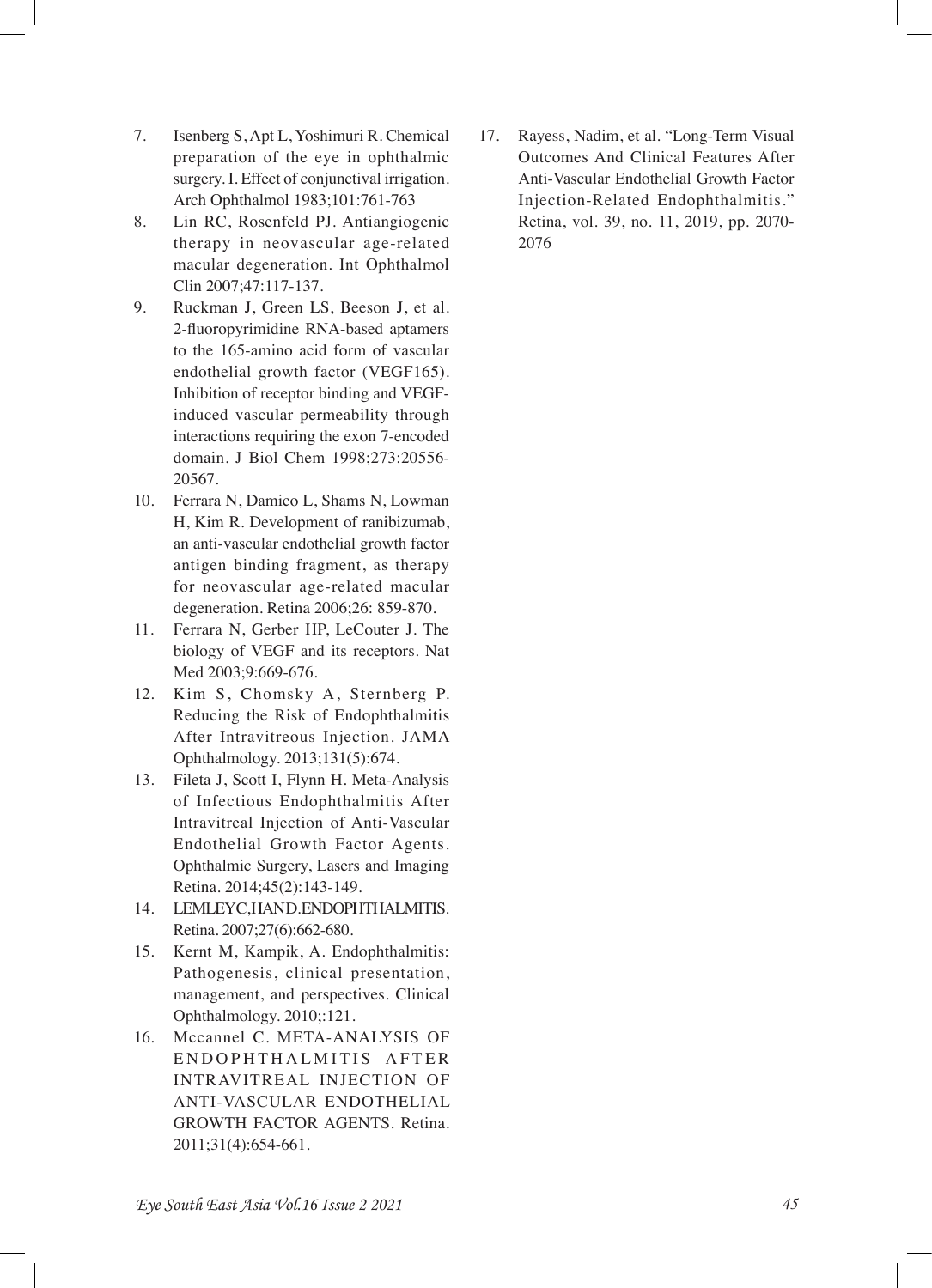7. Isenberg S, Apt L, Yoshimuri R. Chemical preparation of the eye in ophthalmic surgery. I. Effect of conjunctival irrigation. Arch Ophthalmol 1983;101:761-763
8. Lin RC, Rosenfeld PJ. Antiangiogenic therapy in neovascular age-related macular degeneration. Int Ophthalmol Clin 2007;47:117-137.
9. Ruckman J, Green LS, Beeson J, et al. 2-fluoropyrimidine RNA-based aptamers to the 165-amino acid form of vascular endothelial growth factor (VEGF165). Inhibition of receptor binding and VEGF-induced vascular permeability through interactions requiring the exon 7-encoded domain. J Biol Chem 1998;273:20556-20567.
10. Ferrara N, Damico L, Shams N, Lowman H, Kim R. Development of ranibizumab, an anti-vascular endothelial growth factor antigen binding fragment, as therapy for neovascular age-related macular degeneration. Retina 2006;26: 859-870.
11. Ferrara N, Gerber HP, LeCouter J. The biology of VEGF and its receptors. Nat Med 2003;9:669-676.
12. Kim S, Chomsky A, Sternberg P. Reducing the Risk of Endophthalmitis After Intravitreous Injection. JAMA Ophthalmology. 2013;131(5):674.
13. Fileta J, Scott I, Flynn H. Meta-Analysis of Infectious Endophthalmitis After Intravitreal Injection of Anti-Vascular Endothelial Growth Factor Agents. Ophthalmic Surgery, Lasers and Imaging Retina. 2014;45(2):143-149.
14. LEMLEY C, HAN D. ENDOPHTHALMITIS. Retina. 2007;27(6):662-680.
15. Kernt M, Kampik, A. Endophthalmitis: Pathogenesis, clinical presentation, management, and perspectives. Clinical Ophthalmology. 2010;:121.
16. Mccannel C. META-ANALYSIS OF ENDOPHTHALMITIS AFTER INTRAVITREAL INJECTION OF ANTI-VASCULAR ENDOTHELIAL GROWTH FACTOR AGENTS. Retina. 2011;31(4):654-661.
17. Rayess, Nadim, et al. "Long-Term Visual Outcomes And Clinical Features After Anti-Vascular Endothelial Growth Factor Injection-Related Endophthalmitis." Retina, vol. 39, no. 11, 2019, pp. 2070-2076